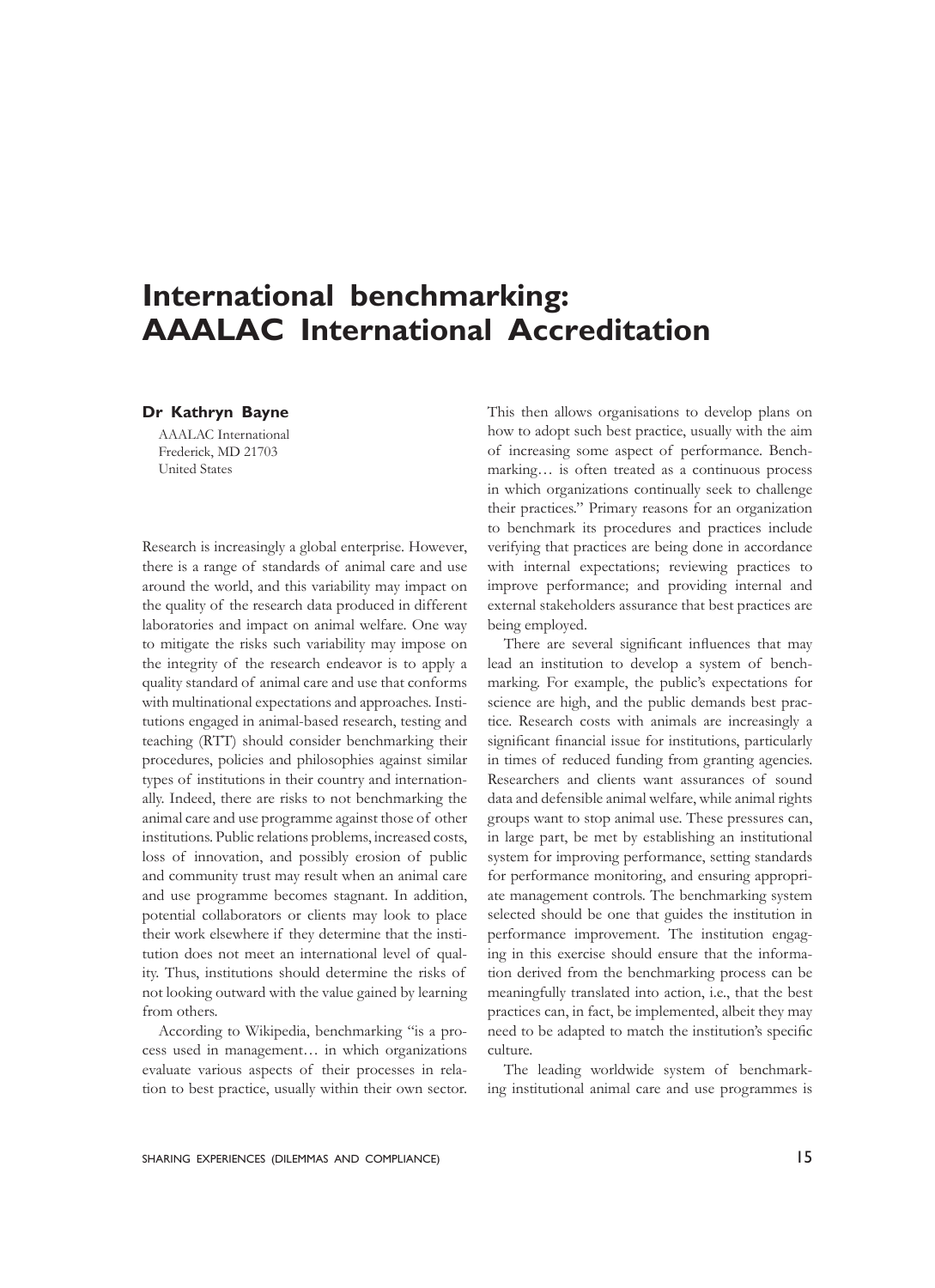# International benchmarking: AAALAC International Accreditation

**Dr Kathryn Bayne**

AAALAC International
Frederick, MD 21703
United States

Research is increasingly a global enterprise. However, there is a range of standards of animal care and use around the world, and this variability may impact on the quality of the research data produced in different laboratories and impact on animal welfare. One way to mitigate the risks such variability may impose on the integrity of the research endeavor is to apply a quality standard of animal care and use that conforms with multinational expectations and approaches. Institutions engaged in animal-based research, testing and teaching (RTT) should consider benchmarking their procedures, policies and philosophies against similar types of institutions in their country and internationally. Indeed, there are risks to not benchmarking the animal care and use programme against those of other institutions. Public relations problems, increased costs, loss of innovation, and possibly erosion of public and community trust may result when an animal care and use programme becomes stagnant. In addition, potential collaborators or clients may look to place their work elsewhere if they determine that the institution does not meet an international level of quality. Thus, institutions should determine the risks of not looking outward with the value gained by learning from others.

According to Wikipedia, benchmarking "is a process used in management… in which organizations evaluate various aspects of their processes in relation to best practice, usually within their own sector. This then allows organisations to develop plans on how to adopt such best practice, usually with the aim of increasing some aspect of performance. Benchmarking… is often treated as a continuous process in which organizations continually seek to challenge their practices." Primary reasons for an organization to benchmark its procedures and practices include verifying that practices are being done in accordance with internal expectations; reviewing practices to improve performance; and providing internal and external stakeholders assurance that best practices are being employed.

There are several significant influences that may lead an institution to develop a system of benchmarking. For example, the public's expectations for science are high, and the public demands best practice. Research costs with animals are increasingly a significant financial issue for institutions, particularly in times of reduced funding from granting agencies. Researchers and clients want assurances of sound data and defensible animal welfare, while animal rights groups want to stop animal use. These pressures can, in large part, be met by establishing an institutional system for improving performance, setting standards for performance monitoring, and ensuring appropriate management controls. The benchmarking system selected should be one that guides the institution in performance improvement. The institution engaging in this exercise should ensure that the information derived from the benchmarking process can be meaningfully translated into action, i.e., that the best practices can, in fact, be implemented, albeit they may need to be adapted to match the institution's specific culture.

The leading worldwide system of benchmarking institutional animal care and use programmes is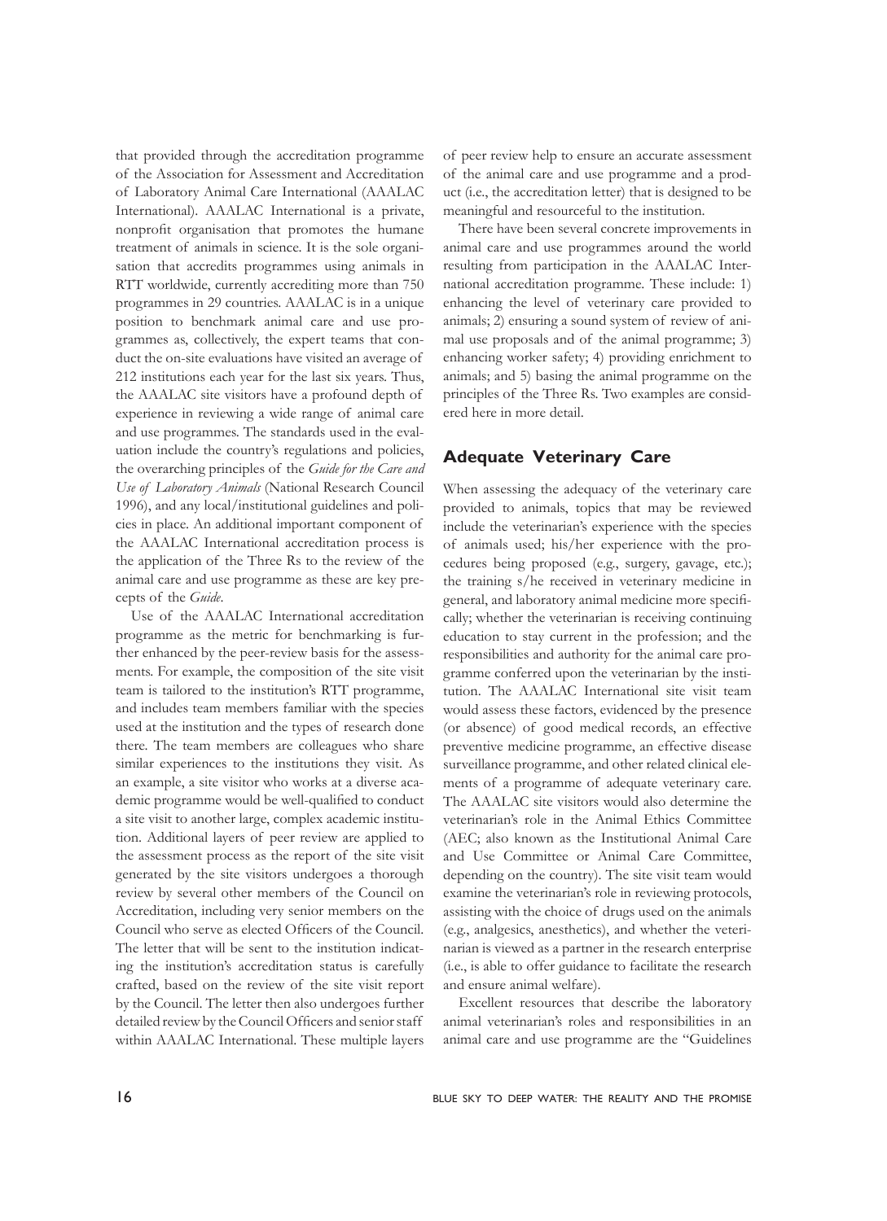that provided through the accreditation programme of the Association for Assessment and Accreditation of Laboratory Animal Care International (AAALAC International). AAALAC International is a private, nonprofit organisation that promotes the humane treatment of animals in science. It is the sole organisation that accredits programmes using animals in RTT worldwide, currently accrediting more than 750 programmes in 29 countries. AAALAC is in a unique position to benchmark animal care and use programmes as, collectively, the expert teams that conduct the on-site evaluations have visited an average of 212 institutions each year for the last six years. Thus, the AAALAC site visitors have a profound depth of experience in reviewing a wide range of animal care and use programmes. The standards used in the evaluation include the country's regulations and policies, the overarching principles of the *Guide for the Care and Use of Laboratory Animals* (National Research Council 1996), and any local/institutional guidelines and policies in place. An additional important component of the AAALAC International accreditation process is the application of the Three Rs to the review of the animal care and use programme as these are key precepts of the *Guide*.

Use of the AAALAC International accreditation programme as the metric for benchmarking is further enhanced by the peer-review basis for the assessments. For example, the composition of the site visit team is tailored to the institution's RTT programme, and includes team members familiar with the species used at the institution and the types of research done there. The team members are colleagues who share similar experiences to the institutions they visit. As an example, a site visitor who works at a diverse academic programme would be well-qualified to conduct a site visit to another large, complex academic institution. Additional layers of peer review are applied to the assessment process as the report of the site visit generated by the site visitors undergoes a thorough review by several other members of the Council on Accreditation, including very senior members on the Council who serve as elected Officers of the Council. The letter that will be sent to the institution indicating the institution's accreditation status is carefully crafted, based on the review of the site visit report by the Council. The letter then also undergoes further detailed review by the Council Officers and senior staff within AAALAC International. These multiple layers of peer review help to ensure an accurate assessment of the animal care and use programme and a product (i.e., the accreditation letter) that is designed to be meaningful and resourceful to the institution.

There have been several concrete improvements in animal care and use programmes around the world resulting from participation in the AAALAC International accreditation programme. These include: 1) enhancing the level of veterinary care provided to animals; 2) ensuring a sound system of review of animal use proposals and of the animal programme; 3) enhancing worker safety; 4) providing enrichment to animals; and 5) basing the animal programme on the principles of the Three Rs. Two examples are considered here in more detail.

## Adequate Veterinary Care

When assessing the adequacy of the veterinary care provided to animals, topics that may be reviewed include the veterinarian's experience with the species of animals used; his/her experience with the procedures being proposed (e.g., surgery, gavage, etc.); the training s/he received in veterinary medicine in general, and laboratory animal medicine more specifically; whether the veterinarian is receiving continuing education to stay current in the profession; and the responsibilities and authority for the animal care programme conferred upon the veterinarian by the institution. The AAALAC International site visit team would assess these factors, evidenced by the presence (or absence) of good medical records, an effective preventive medicine programme, an effective disease surveillance programme, and other related clinical elements of a programme of adequate veterinary care. The AAALAC site visitors would also determine the veterinarian's role in the Animal Ethics Committee (AEC; also known as the Institutional Animal Care and Use Committee or Animal Care Committee, depending on the country). The site visit team would examine the veterinarian's role in reviewing protocols, assisting with the choice of drugs used on the animals (e.g., analgesics, anesthetics), and whether the veterinarian is viewed as a partner in the research enterprise (i.e., is able to offer guidance to facilitate the research and ensure animal welfare).

Excellent resources that describe the laboratory animal veterinarian's roles and responsibilities in an animal care and use programme are the "Guidelines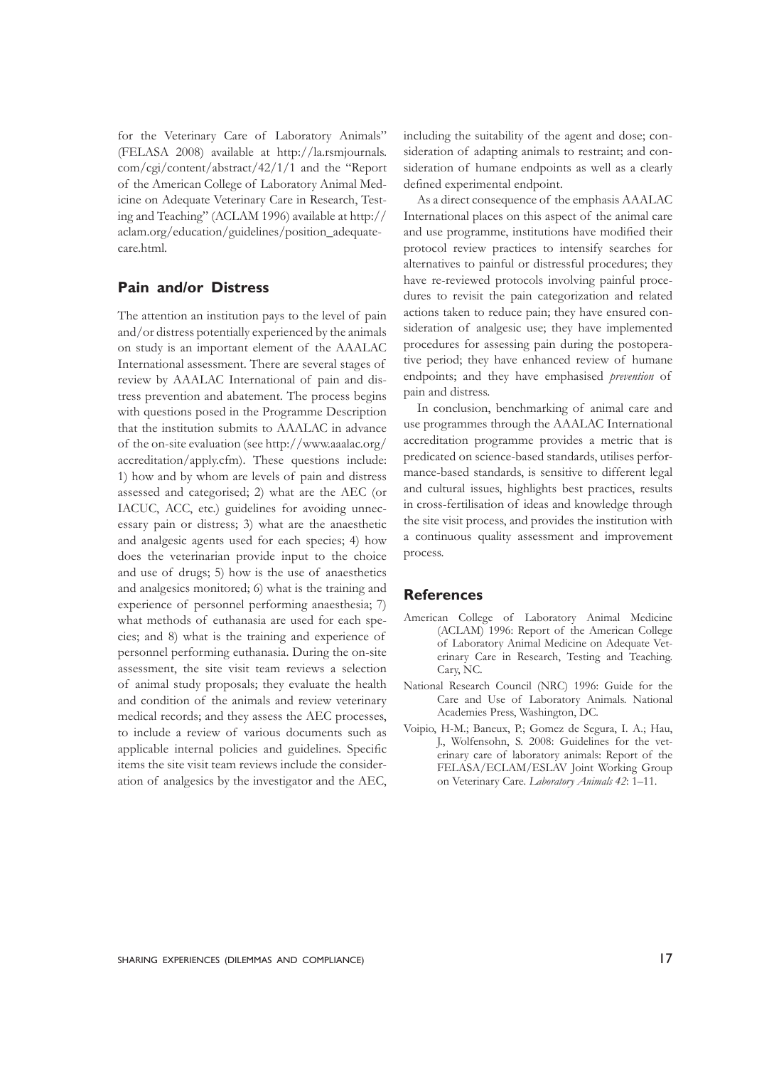for the Veterinary Care of Laboratory Animals" (FELASA 2008) available at http://la.rsmjournals.com/cgi/content/abstract/42/1/1 and the "Report of the American College of Laboratory Animal Medicine on Adequate Veterinary Care in Research, Testing and Teaching" (ACLAM 1996) available at http://aclam.org/education/guidelines/position_adequate-care.html.

## Pain and/or Distress

The attention an institution pays to the level of pain and/or distress potentially experienced by the animals on study is an important element of the AAALAC International assessment. There are several stages of review by AAALAC International of pain and distress prevention and abatement. The process begins with questions posed in the Programme Description that the institution submits to AAALAC in advance of the on-site evaluation (see http://www.aaalac.org/accreditation/apply.cfm). These questions include: 1) how and by whom are levels of pain and distress assessed and categorised; 2) what are the AEC (or IACUC, ACC, etc.) guidelines for avoiding unnecessary pain or distress; 3) what are the anaesthetic and analgesic agents used for each species; 4) how does the veterinarian provide input to the choice and use of drugs; 5) how is the use of anaesthetics and analgesics monitored; 6) what is the training and experience of personnel performing anaesthesia; 7) what methods of euthanasia are used for each species; and 8) what is the training and experience of personnel performing euthanasia. During the on-site assessment, the site visit team reviews a selection of animal study proposals; they evaluate the health and condition of the animals and review veterinary medical records; and they assess the AEC processes, to include a review of various documents such as applicable internal policies and guidelines. Specific items the site visit team reviews include the consideration of analgesics by the investigator and the AEC, including the suitability of the agent and dose; consideration of adapting animals to restraint; and consideration of humane endpoints as well as a clearly defined experimental endpoint.

As a direct consequence of the emphasis AAALAC International places on this aspect of the animal care and use programme, institutions have modified their protocol review practices to intensify searches for alternatives to painful or distressful procedures; they have re-reviewed protocols involving painful procedures to revisit the pain categorization and related actions taken to reduce pain; they have ensured consideration of analgesic use; they have implemented procedures for assessing pain during the postoperative period; they have enhanced review of humane endpoints; and they have emphasised *prevention* of pain and distress.

In conclusion, benchmarking of animal care and use programmes through the AAALAC International accreditation programme provides a metric that is predicated on science-based standards, utilises performance-based standards, is sensitive to different legal and cultural issues, highlights best practices, results in cross-fertilisation of ideas and knowledge through the site visit process, and provides the institution with a continuous quality assessment and improvement process.

## References

American College of Laboratory Animal Medicine (ACLAM) 1996: Report of the American College of Laboratory Animal Medicine on Adequate Veterinary Care in Research, Testing and Teaching. Cary, NC.

National Research Council (NRC) 1996: Guide for the Care and Use of Laboratory Animals. National Academies Press, Washington, DC.

Voipio, H-M.; Baneux, P.; Gomez de Segura, I. A.; Hau, J., Wolfensohn, S. 2008: Guidelines for the veterinary care of laboratory animals: Report of the FELASA/ECLAM/ESLAV Joint Working Group on Veterinary Care. *Laboratory Animals 42*: 1–11.